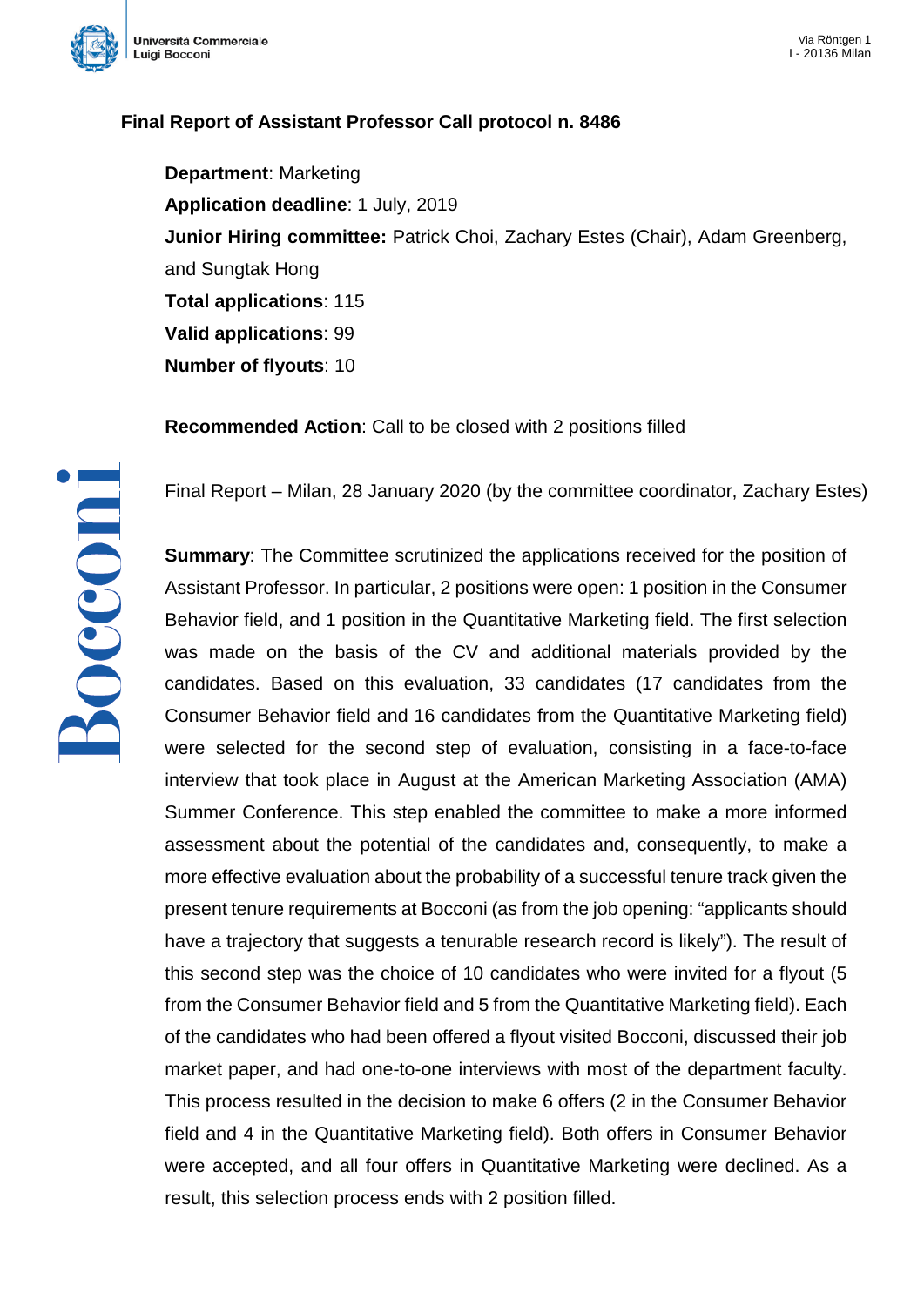Università Commerciale Luigi Bocconi

Via Röntgen 1
I - 20136 Milan

## Final Report of Assistant Professor Call protocol n. 8486

**Department**: Marketing
**Application deadline**: 1 July, 2019
**Junior Hiring committee:** Patrick Choi, Zachary Estes (Chair), Adam Greenberg, and Sungtak Hong
**Total applications**: 115
**Valid applications**: 99
**Number of flyouts**: 10

**Recommended Action**: Call to be closed with 2 positions filled

Final Report – Milan, 28 January 2020 (by the committee coordinator, Zachary Estes)

**Summary**: The Committee scrutinized the applications received for the position of Assistant Professor. In particular, 2 positions were open: 1 position in the Consumer Behavior field, and 1 position in the Quantitative Marketing field. The first selection was made on the basis of the CV and additional materials provided by the candidates. Based on this evaluation, 33 candidates (17 candidates from the Consumer Behavior field and 16 candidates from the Quantitative Marketing field) were selected for the second step of evaluation, consisting in a face-to-face interview that took place in August at the American Marketing Association (AMA) Summer Conference. This step enabled the committee to make a more informed assessment about the potential of the candidates and, consequently, to make a more effective evaluation about the probability of a successful tenure track given the present tenure requirements at Bocconi (as from the job opening: "applicants should have a trajectory that suggests a tenurable research record is likely"). The result of this second step was the choice of 10 candidates who were invited for a flyout (5 from the Consumer Behavior field and 5 from the Quantitative Marketing field). Each of the candidates who had been offered a flyout visited Bocconi, discussed their job market paper, and had one-to-one interviews with most of the department faculty. This process resulted in the decision to make 6 offers (2 in the Consumer Behavior field and 4 in the Quantitative Marketing field). Both offers in Consumer Behavior were accepted, and all four offers in Quantitative Marketing were declined. As a result, this selection process ends with 2 position filled.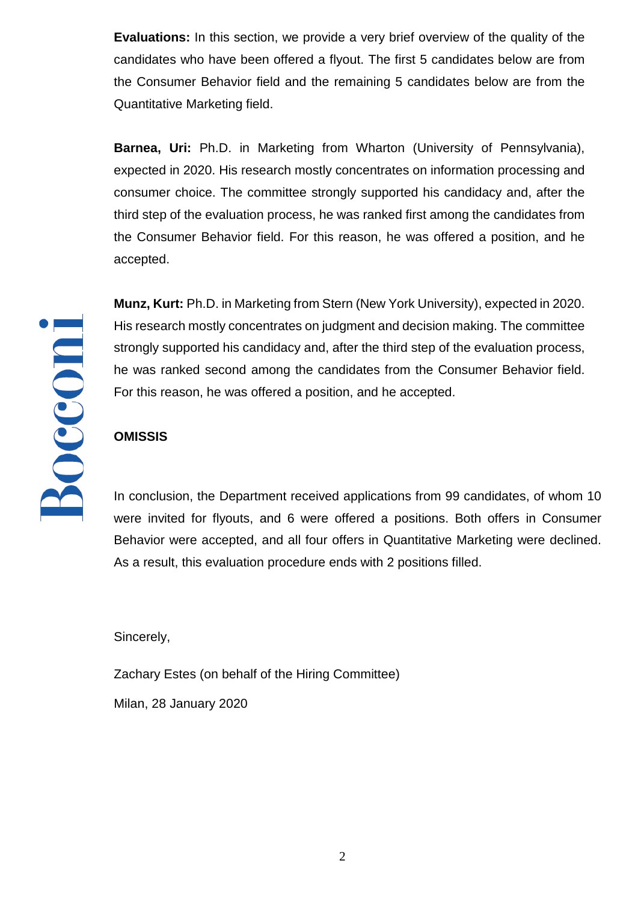**Evaluations:** In this section, we provide a very brief overview of the quality of the candidates who have been offered a flyout. The first 5 candidates below are from the Consumer Behavior field and the remaining 5 candidates below are from the Quantitative Marketing field.

**Barnea, Uri:** Ph.D. in Marketing from Wharton (University of Pennsylvania), expected in 2020. His research mostly concentrates on information processing and consumer choice. The committee strongly supported his candidacy and, after the third step of the evaluation process, he was ranked first among the candidates from the Consumer Behavior field. For this reason, he was offered a position, and he accepted.

**Munz, Kurt:** Ph.D. in Marketing from Stern (New York University), expected in 2020. His research mostly concentrates on judgment and decision making. The committee strongly supported his candidacy and, after the third step of the evaluation process, he was ranked second among the candidates from the Consumer Behavior field. For this reason, he was offered a position, and he accepted.

**OMISSIS**

In conclusion, the Department received applications from 99 candidates, of whom 10 were invited for flyouts, and 6 were offered a positions. Both offers in Consumer Behavior were accepted, and all four offers in Quantitative Marketing were declined. As a result, this evaluation procedure ends with 2 positions filled.

Sincerely,

Zachary Estes (on behalf of the Hiring Committee)

Milan, 28 January 2020